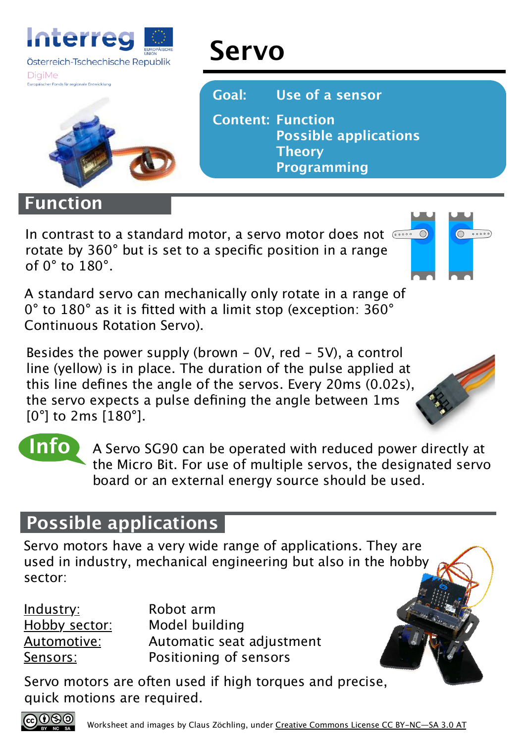Interreg
Österreich-Tschechische Republik
DigiMe

# Servo

**Goal:** Use of a sensor

**Content:** Function
Possible applications
Theory
Programming

## Function

In contrast to a standard motor, a servo motor does not rotate by 360° but is set to a specific position in a range of 0° to 180°.

A standard servo can mechanically only rotate in a range of 0° to 180° as it is fitted with a limit stop (exception: 360° Continuous Rotation Servo).

Besides the power supply (brown - 0V, red - 5V), a control line (yellow) is in place. The duration of the pulse applied at this line defines the angle of the servos. Every 20ms (0.02s), the servo expects a pulse defining the angle between 1ms [0°] to 2ms [180°].

**Info** A Servo SG90 can be operated with reduced power directly at the Micro Bit. For use of multiple servos, the designated servo board or an external energy source should be used.

## Possible applications

Servo motors have a very wide range of applications. They are used in industry, mechanical engineering but also in the hobby sector:

| | |
|---|---|
| Industry: | Robot arm |
| Hobby sector: | Model building |
| Automotive: | Automatic seat adjustment |
| Sensors: | Positioning of sensors |

Servo motors are often used if high torques and precise, quick motions are required.

Worksheet and images by Claus Zöchling, under Creative Commons License CC BY-NC—SA 3.0 AT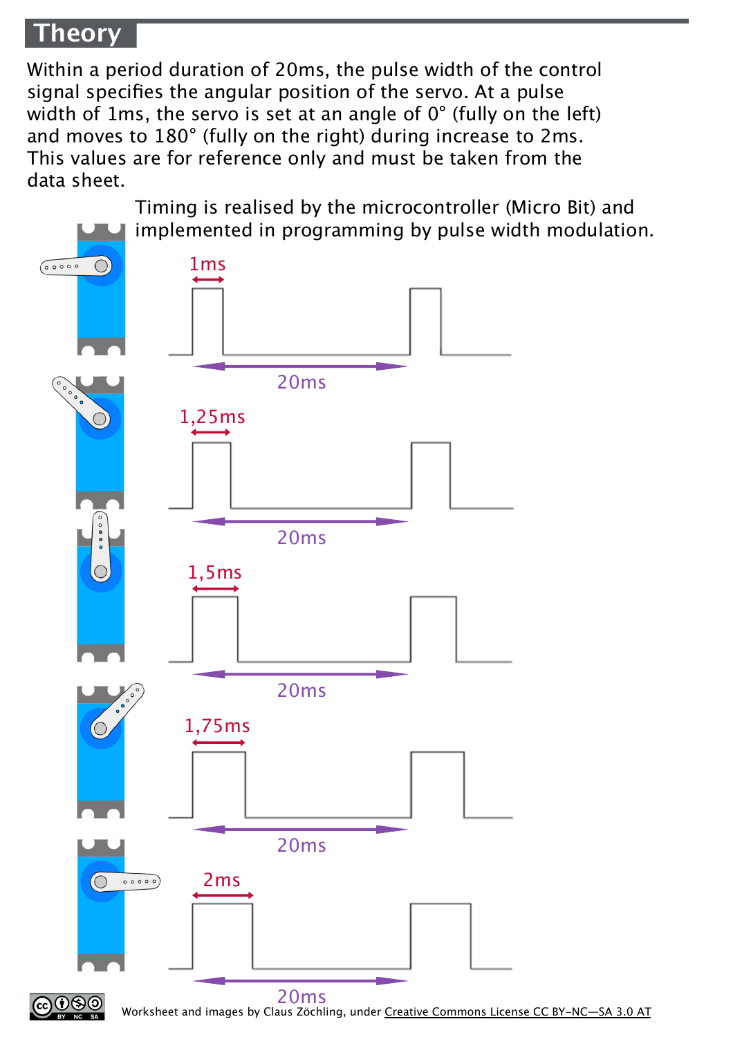## Theory

Within a period duration of 20ms, the pulse width of the control signal specifies the angular position of the servo. At a pulse width of 1ms, the servo is set at an angle of 0° (fully on the left) and moves to 180° (fully on the right) during increase to 2ms. This values are for reference only and must be taken from the data sheet.

Timing is realised by the microcontroller (Micro Bit) and implemented in programming by pulse width modulation.

1ms

20ms

1,25ms

20ms

1,5ms

20ms

1,75ms

20ms

2ms

20ms

Worksheet and images by Claus Zöchling, under Creative Commons License CC BY-NC—SA 3.0 AT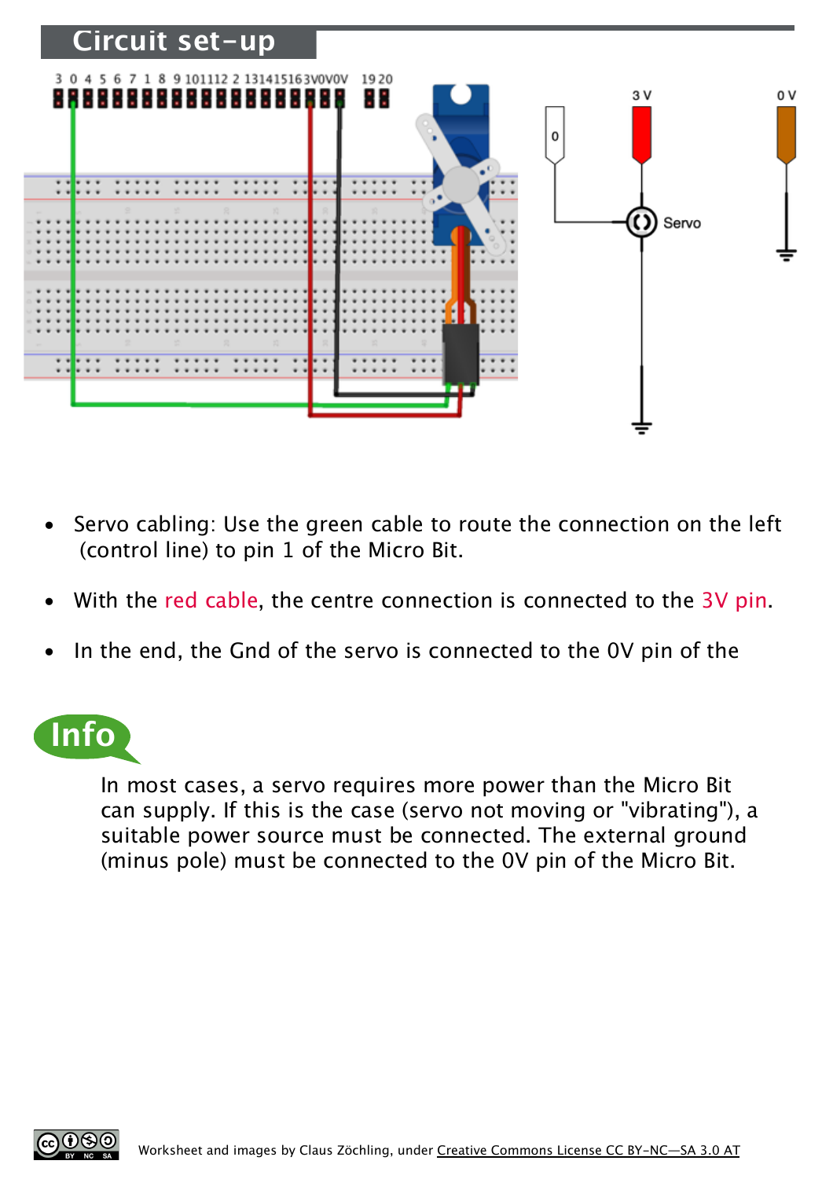## Circuit set-up

- Servo cabling: Use the green cable to route the connection on the left (control line) to pin 1 of the Micro Bit.
- With the red cable, the centre connection is connected to the 3V pin.
- In the end, the Gnd of the servo is connected to the 0V pin of the

**Info**

In most cases, a servo requires more power than the Micro Bit can supply. If this is the case (servo not moving or "vibrating"), a suitable power source must be connected. The external ground (minus pole) must be connected to the 0V pin of the Micro Bit.

Worksheet and images by Claus Zöchling, under Creative Commons License CC BY-NC—SA 3.0 AT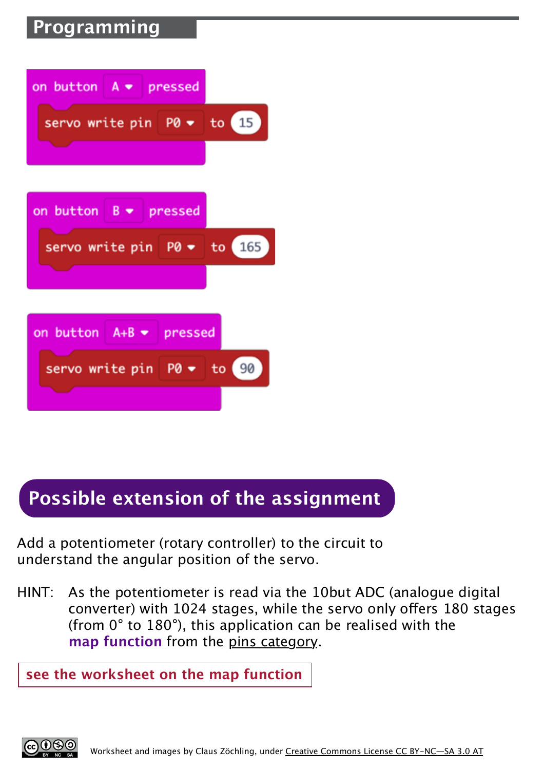## Programming

```
on button A pressed
    servo write pin P0 to 15
```

```
on button B pressed
    servo write pin P0 to 165
```

```
on button A+B pressed
    servo write pin P0 to 90
```

## Possible extension of the assignment

Add a potentiometer (rotary controller) to the circuit to understand the angular position of the servo.

HINT: As the potentiometer is read via the 10but ADC (analogue digital converter) with 1024 stages, while the servo only offers 180 stages (from 0° to 180°), this application can be realised with the **map function** from the pins category.

**see the worksheet on the map function**

Worksheet and images by Claus Zöchling, under Creative Commons License CC BY-NC—SA 3.0 AT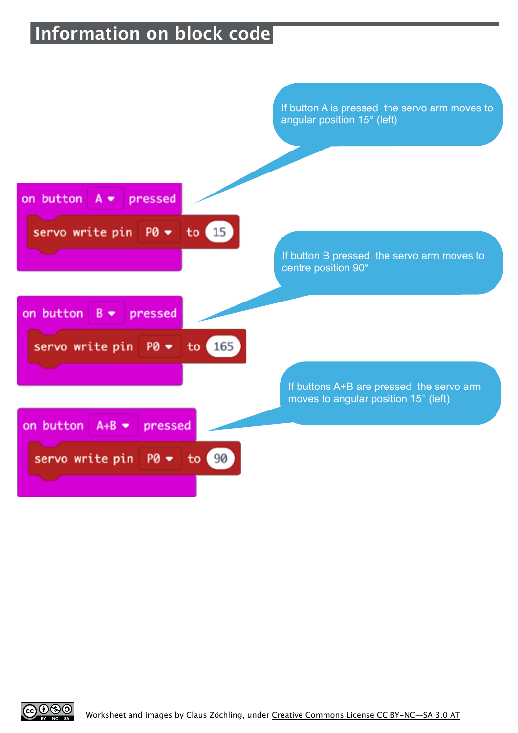# Information on block code

```
on button A pressed
    servo write pin P0 to 15
```

If button A is pressed  the servo arm moves to angular position 15° (left)

```
on button B pressed
    servo write pin P0 to 165
```

If button B pressed  the servo arm moves to centre position 90°

```
on button A+B pressed
    servo write pin P0 to 90
```

If buttons A+B are pressed  the servo arm moves to angular position 15° (left)

Worksheet and images by Claus Zöchling, under Creative Commons License CC BY-NC—SA 3.0 AT